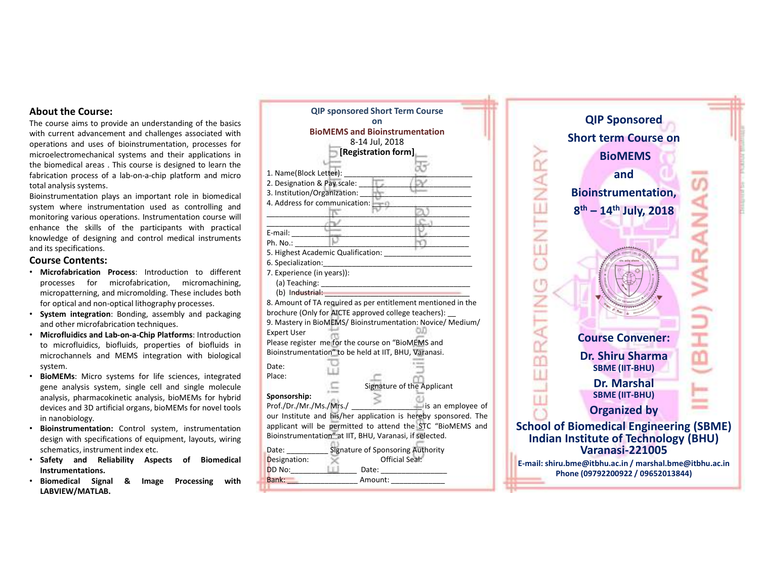## About the Course:

The course aims to provide an understanding of the basics with current advancement and challenges associated with operations and uses of bioinstrumentation, processes for microelectromechanical systems and their applications in the biomedical areas . This course is designed to learn the fabrication process of a lab-on-a-chip platform and micro total analysis systems.

Bioinstrumentation plays an important role in biomedical system where instrumentation used as controlling and monitoring various operations. Instrumentation course will enhance the skills of the participants with practical knowledge of designing and control medical instruments and its specifications.

## Course Contents:

- **Microfabrication Process**: Introduction to different processes for microfabrication, micromachining, micropatterning, and micromolding. These includes both for optical and non-optical lithography processes.
- **System integration**: Bonding, assembly and packaging and other microfabrication techniques.
- **Microfluidics and Lab-on-a-Chip Platforms**: Introduction to microfluidics, biofluids, properties of biofluids in microchannels and MEMS integration with biological system.
- **BioMEMs**: Micro systems for life sciences, integrated gene analysis system, single cell and single molecule analysis, pharmacokinetic analysis, bioMEMs for hybrid devices and 3D artificial organs, bioMEMs for novel tools in nanobiology.
- **Bioinstrumentation:** Control system, instrumentation design with specifications of equipment, layouts, wiring schematics, instrument index etc.
- **Safety and Reliability Aspects of Biomedical Instrumentations.**
- **Biomedical Signal & Image Processing with LABVIEW/MATLAB.**

**QIP sponsored Short Term Course on**

**BioMEMS and Bioinstrumentation**

8-14 Jul, 2018

**[Registration form]**

1. Name(Block Letter): ____________________________
2. Designation & Pay scale: ________________________
3. Institution/Organization: _________________________
4. Address for communication: ______________________

_____________________________________________

_____________________________________________

E-mail: _______________________________________

Ph. No.: ______________________________________

5. Highest Academic Qualification: ___________________
6. Specialization:__________________________________
7. Experience (in years)):
   (a) Teaching: ___________________________________
   (b) Industrial: __________________________________
8. Amount of TA required as per entitlement mentioned in the brochure (Only for AICTE approved college teachers): __
9. Mastery in BioMEMS/ Bioinstrumentation: Novice/ Medium/ Expert User

Please register me for the course on "BioMEMS and Bioinstrumentation" to be held at IIT, BHU, Varanasi.

Date:

Place:

Signature of the Applicant

**Sponsorship:**

Prof./Dr./Mr./Ms./Mrs./ ________________ is an employee of our Institute and his/her application is hereby sponsored. The applicant will be permitted to attend the STC "BioMEMS and Bioinstrumentation" at IIT, BHU, Varanasi, if selected.

Date: __________ Signature of Sponsoring Authority

Designation: Official Seal:

DD No:________________ Date: ________________

Bank: ________________ Amount: _____________

# QIP Sponsored Short term Course on BioMEMS and Bioinstrumentation, 8th – 14th July, 2018

**Course Convener:**

**Dr. Shiru Sharma**
SBME (IIT-BHU)

**Dr. Marshal**
SBME (IIT-BHU)

**Organized by**

**School of Biomedical Engineering (SBME)**
**Indian Institute of Technology (BHU)**
**Varanasi-221005**

**E-mail: shiru.bme@itbhu.ac.in / marshal.bme@itbhu.ac.in**
**Phone (09792200922 / 09652013844)**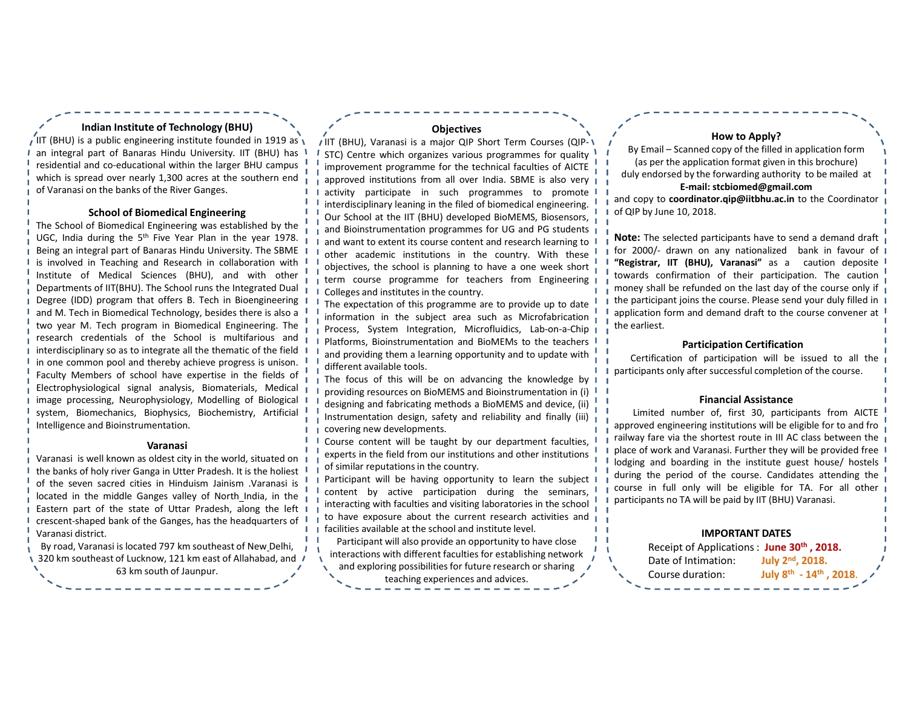## Indian Institute of Technology (BHU)

IIT (BHU) is a public engineering institute founded in 1919 as an integral part of Banaras Hindu University. IIT (BHU) has residential and co-educational within the larger BHU campus which is spread over nearly 1,300 acres at the southern end of Varanasi on the banks of the River Ganges.

## School of Biomedical Engineering

The School of Biomedical Engineering was established by the UGC, India during the 5th Five Year Plan in the year 1978. Being an integral part of Banaras Hindu University. The SBME is involved in Teaching and Research in collaboration with Institute of Medical Sciences (BHU), and with other Departments of IIT(BHU). The School runs the Integrated Dual Degree (IDD) program that offers B. Tech in Bioengineering and M. Tech in Biomedical Technology, besides there is also a two year M. Tech program in Biomedical Engineering. The research credentials of the School is multifarious and interdisciplinary so as to integrate all the thematic of the field in one common pool and thereby achieve progress is unison. Faculty Members of school have expertise in the fields of Electrophysiological signal analysis, Biomaterials, Medical image processing, Neurophysiology, Modelling of Biological system, Biomechanics, Biophysics, Biochemistry, Artificial Intelligence and Bioinstrumentation.

## Varanasi

Varanasi is well known as oldest city in the world, situated on the banks of holy river Ganga in Utter Pradesh. It is the holiest of the seven sacred cities in Hinduism Jainism .Varanasi is located in the middle Ganges valley of North_India, in the Eastern part of the state of Uttar Pradesh, along the left crescent-shaped bank of the Ganges, has the headquarters of Varanasi district.

By road, Varanasi is located 797 km southeast of New_Delhi, 320 km southeast of Lucknow, 121 km east of Allahabad, and 63 km south of Jaunpur.

## Objectives

IIT (BHU), Varanasi is a major QIP Short Term Courses (QIP-STC) Centre which organizes various programmes for quality improvement programme for the technical faculties of AICTE approved institutions from all over India. SBME is also very activity participate in such programmes to promote interdisciplinary leaning in the filed of biomedical engineering. Our School at the IIT (BHU) developed BioMEMS, Biosensors, and Bioinstrumentation programmes for UG and PG students and want to extent its course content and research learning to other academic institutions in the country. With these objectives, the school is planning to have a one week short term course programme for teachers from Engineering Colleges and institutes in the country.

The expectation of this programme are to provide up to date information in the subject area such as Microfabrication Process, System Integration, Microfluidics, Lab-on-a-Chip Platforms, Bioinstrumentation and BioMEMs to the teachers and providing them a learning opportunity and to update with different available tools.

The focus of this will be on advancing the knowledge by providing resources on BioMEMS and Bioinstrumentation in (i) designing and fabricating methods a BioMEMS and device, (ii) Instrumentation design, safety and reliability and finally (iii) covering new developments.

Course content will be taught by our department faculties, experts in the field from our institutions and other institutions of similar reputations in the country.

Participant will be having opportunity to learn the subject content by active participation during the seminars, interacting with faculties and visiting laboratories in the school to have exposure about the current research activities and facilities available at the school and institute level.

Participant will also provide an opportunity to have close interactions with different faculties for establishing network and exploring possibilities for future research or sharing teaching experiences and advices.

## How to Apply?

By Email – Scanned copy of the filled in application form (as per the application format given in this brochure) duly endorsed by the forwarding authority to be mailed at **E-mail: stcbiomed@gmail.com**
and copy to **coordinator.qip@iitbhu.ac.in** to the Coordinator of QIP by June 10, 2018.

**Note:** The selected participants have to send a demand draft for 2000/- drawn on any nationalized bank in favour of **"Registrar, IIT (BHU), Varanasi"** as a caution deposite towards confirmation of their participation. The caution money shall be refunded on the last day of the course only if the participant joins the course. Please send your duly filled in application form and demand draft to the course convener at the earliest.

## Participation Certification

Certification of participation will be issued to all the participants only after successful completion of the course.

## Financial Assistance

Limited number of, first 30, participants from AICTE approved engineering institutions will be eligible for to and fro railway fare via the shortest route in III AC class between the place of work and Varanasi. Further they will be provided free lodging and boarding in the institute guest house/ hostels during the period of the course. Candidates attending the course in full only will be eligible for TA. For all other participants no TA will be paid by IIT (BHU) Varanasi.

## IMPORTANT DATES

Receipt of Applications : **June 30th , 2018.**
Date of Intimation: **July 2nd, 2018.**
Course duration: **July 8th - 14th , 2018.**